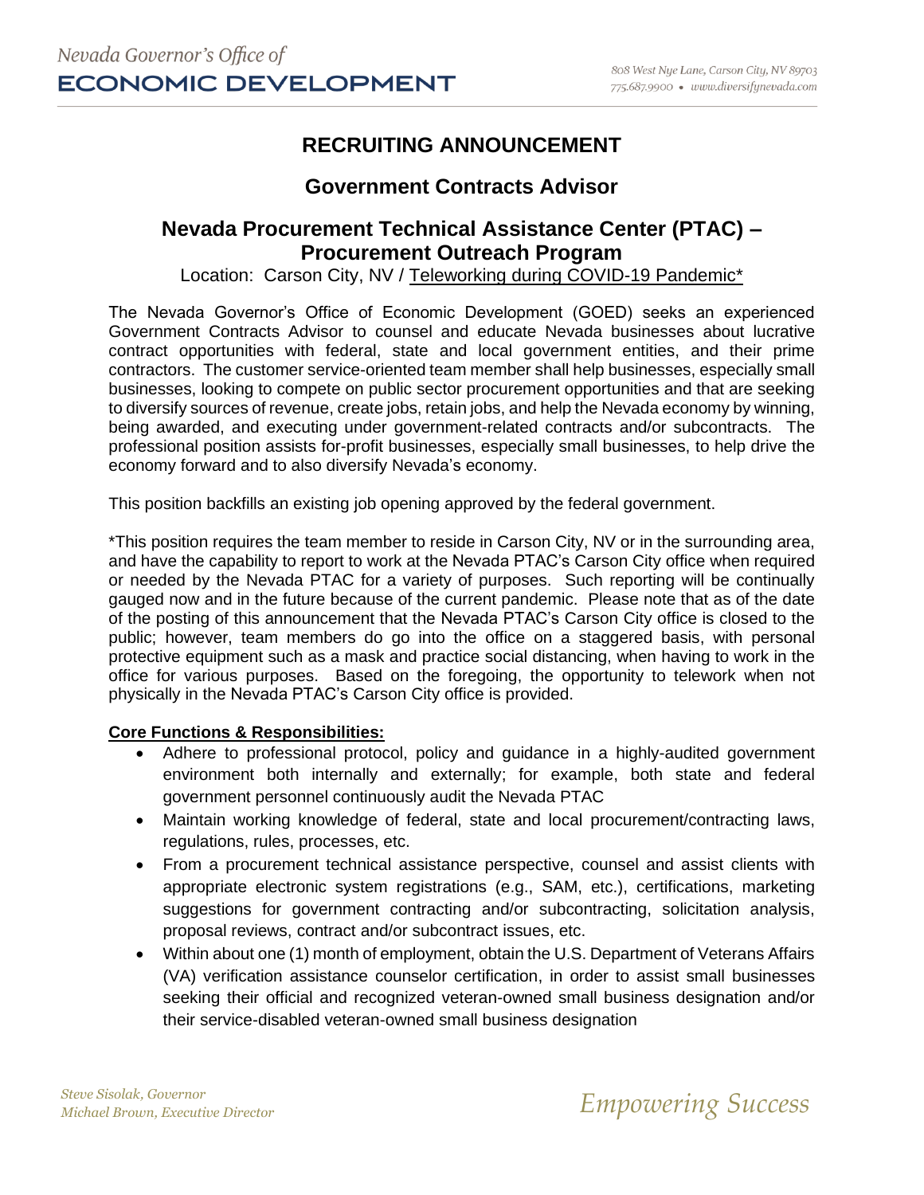# RECRUITING ANNOUNCEMENT

## Government Contracts Advisor

## Nevada Procurement Technical Assistance Center (PTAC) – Procurement Outreach Program

Location: Carson City, NV / Teleworking during COVID-19 Pandemic*

The Nevada Governor's Office of Economic Development (GOED) seeks an experienced Government Contracts Advisor to counsel and educate Nevada businesses about lucrative contract opportunities with federal, state and local government entities, and their prime contractors. The customer service-oriented team member shall help businesses, especially small businesses, looking to compete on public sector procurement opportunities and that are seeking to diversify sources of revenue, create jobs, retain jobs, and help the Nevada economy by winning, being awarded, and executing under government-related contracts and/or subcontracts. The professional position assists for-profit businesses, especially small businesses, to help drive the economy forward and to also diversify Nevada's economy.

This position backfills an existing job opening approved by the federal government.

*This position requires the team member to reside in Carson City, NV or in the surrounding area, and have the capability to report to work at the Nevada PTAC's Carson City office when required or needed by the Nevada PTAC for a variety of purposes. Such reporting will be continually gauged now and in the future because of the current pandemic. Please note that as of the date of the posting of this announcement that the Nevada PTAC's Carson City office is closed to the public; however, team members do go into the office on a staggered basis, with personal protective equipment such as a mask and practice social distancing, when having to work in the office for various purposes. Based on the foregoing, the opportunity to telework when not physically in the Nevada PTAC's Carson City office is provided.

**Core Functions & Responsibilities:**

- Adhere to professional protocol, policy and guidance in a highly-audited government environment both internally and externally; for example, both state and federal government personnel continuously audit the Nevada PTAC
- Maintain working knowledge of federal, state and local procurement/contracting laws, regulations, rules, processes, etc.
- From a procurement technical assistance perspective, counsel and assist clients with appropriate electronic system registrations (e.g., SAM, etc.), certifications, marketing suggestions for government contracting and/or subcontracting, solicitation analysis, proposal reviews, contract and/or subcontract issues, etc.
- Within about one (1) month of employment, obtain the U.S. Department of Veterans Affairs (VA) verification assistance counselor certification, in order to assist small businesses seeking their official and recognized veteran-owned small business designation and/or their service-disabled veteran-owned small business designation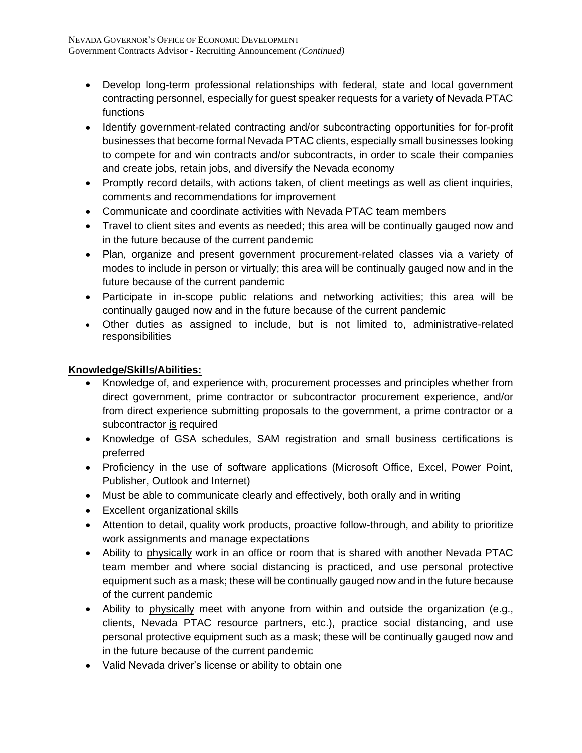- Develop long-term professional relationships with federal, state and local government contracting personnel, especially for guest speaker requests for a variety of Nevada PTAC functions
- Identify government-related contracting and/or subcontracting opportunities for for-profit businesses that become formal Nevada PTAC clients, especially small businesses looking to compete for and win contracts and/or subcontracts, in order to scale their companies and create jobs, retain jobs, and diversify the Nevada economy
- Promptly record details, with actions taken, of client meetings as well as client inquiries, comments and recommendations for improvement
- Communicate and coordinate activities with Nevada PTAC team members
- Travel to client sites and events as needed; this area will be continually gauged now and in the future because of the current pandemic
- Plan, organize and present government procurement-related classes via a variety of modes to include in person or virtually; this area will be continually gauged now and in the future because of the current pandemic
- Participate in in-scope public relations and networking activities; this area will be continually gauged now and in the future because of the current pandemic
- Other duties as assigned to include, but is not limited to, administrative-related responsibilities

**Knowledge/Skills/Abilities:**

- Knowledge of, and experience with, procurement processes and principles whether from direct government, prime contractor or subcontractor procurement experience, and/or from direct experience submitting proposals to the government, a prime contractor or a subcontractor is required
- Knowledge of GSA schedules, SAM registration and small business certifications is preferred
- Proficiency in the use of software applications (Microsoft Office, Excel, Power Point, Publisher, Outlook and Internet)
- Must be able to communicate clearly and effectively, both orally and in writing
- Excellent organizational skills
- Attention to detail, quality work products, proactive follow-through, and ability to prioritize work assignments and manage expectations
- Ability to physically work in an office or room that is shared with another Nevada PTAC team member and where social distancing is practiced, and use personal protective equipment such as a mask; these will be continually gauged now and in the future because of the current pandemic
- Ability to physically meet with anyone from within and outside the organization (e.g., clients, Nevada PTAC resource partners, etc.), practice social distancing, and use personal protective equipment such as a mask; these will be continually gauged now and in the future because of the current pandemic
- Valid Nevada driver's license or ability to obtain one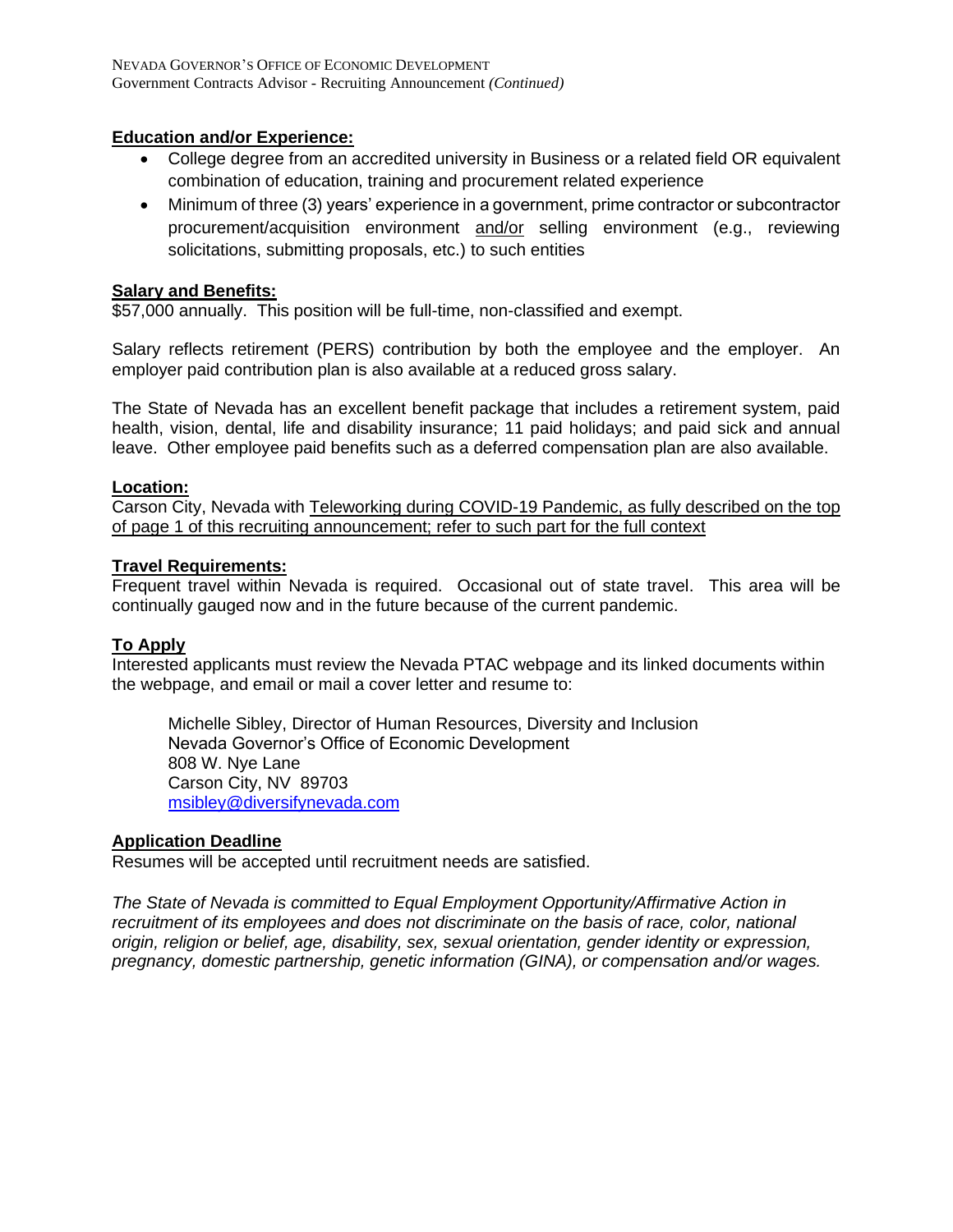**Education and/or Experience:**

- College degree from an accredited university in Business or a related field OR equivalent combination of education, training and procurement related experience
- Minimum of three (3) years' experience in a government, prime contractor or subcontractor procurement/acquisition environment and/or selling environment (e.g., reviewing solicitations, submitting proposals, etc.) to such entities

**Salary and Benefits:**

$57,000 annually. This position will be full-time, non-classified and exempt.

Salary reflects retirement (PERS) contribution by both the employee and the employer. An employer paid contribution plan is also available at a reduced gross salary.

The State of Nevada has an excellent benefit package that includes a retirement system, paid health, vision, dental, life and disability insurance; 11 paid holidays; and paid sick and annual leave. Other employee paid benefits such as a deferred compensation plan are also available.

**Location:**

Carson City, Nevada with Teleworking during COVID-19 Pandemic, as fully described on the top of page 1 of this recruiting announcement; refer to such part for the full context

**Travel Requirements:**

Frequent travel within Nevada is required. Occasional out of state travel. This area will be continually gauged now and in the future because of the current pandemic.

**To Apply**

Interested applicants must review the Nevada PTAC webpage and its linked documents within the webpage, and email or mail a cover letter and resume to:

Michelle Sibley, Director of Human Resources, Diversity and Inclusion
Nevada Governor's Office of Economic Development
808 W. Nye Lane
Carson City, NV 89703
msibley@diversifynevada.com

**Application Deadline**

Resumes will be accepted until recruitment needs are satisfied.

*The State of Nevada is committed to Equal Employment Opportunity/Affirmative Action in recruitment of its employees and does not discriminate on the basis of race, color, national origin, religion or belief, age, disability, sex, sexual orientation, gender identity or expression, pregnancy, domestic partnership, genetic information (GINA), or compensation and/or wages.*